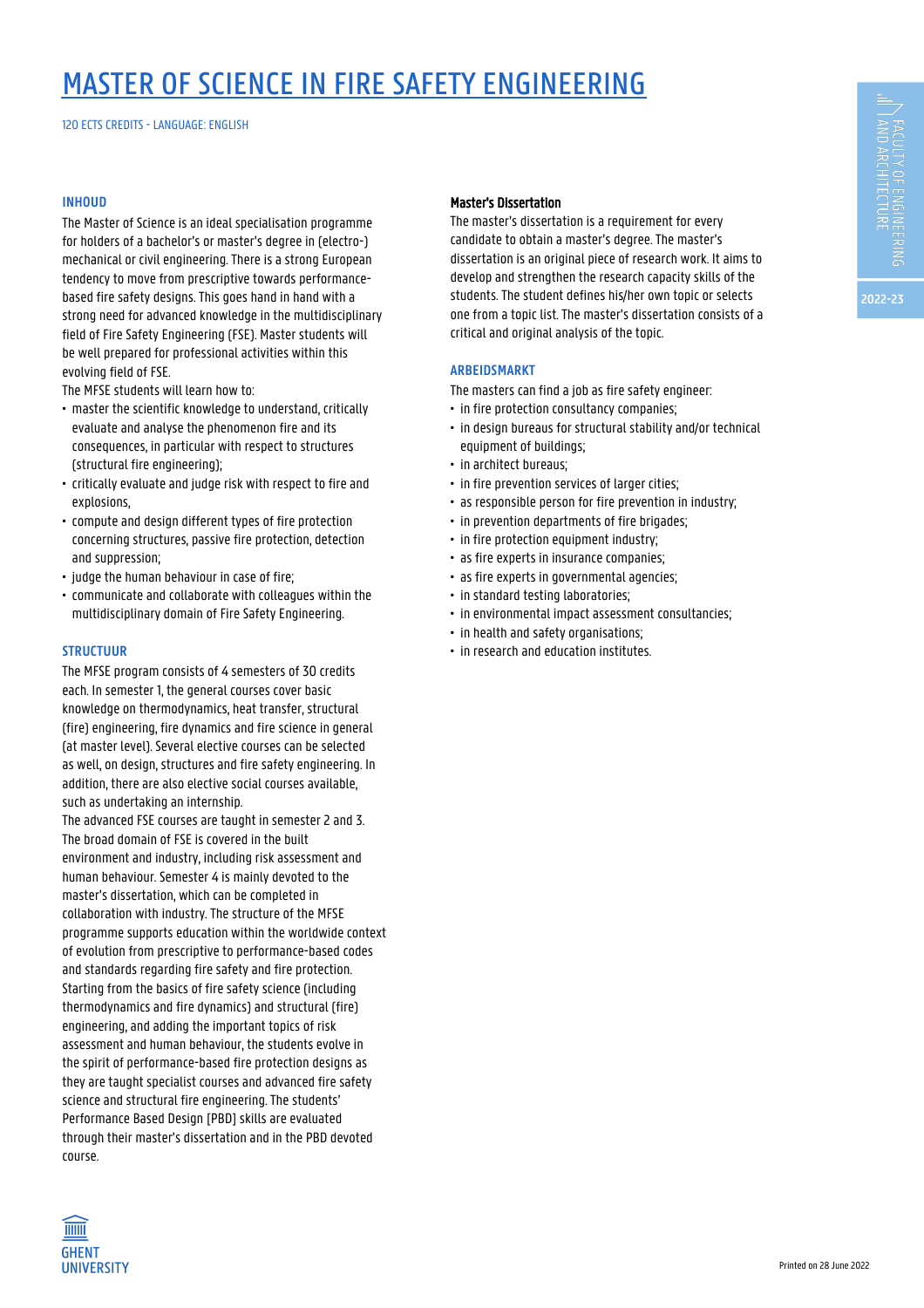# MASTER OF SCIENCE IN FIRE SAFETY ENGINEERING

120 ECTS CREDITS - LANGUAGE: ENGLISH

## INHOUD

The Master of Science is an ideal specialisation programme for holders of a bachelor's or master's degree in (electro-) mechanical or civil engineering. There is a strong European tendency to move from prescriptive towards performance-based fire safety designs. This goes hand in hand with a strong need for advanced knowledge in the multidisciplinary field of Fire Safety Engineering (FSE). Master students will be well prepared for professional activities within this evolving field of FSE.

The MFSE students will learn how to:

- master the scientific knowledge to understand, critically evaluate and analyse the phenomenon fire and its consequences, in particular with respect to structures (structural fire engineering);
- critically evaluate and judge risk with respect to fire and explosions,
- compute and design different types of fire protection concerning structures, passive fire protection, detection and suppression;
- judge the human behaviour in case of fire;
- communicate and collaborate with colleagues within the multidisciplinary domain of Fire Safety Engineering.

## STRUCTUUR

The MFSE program consists of 4 semesters of 30 credits each. In semester 1, the general courses cover basic knowledge on thermodynamics, heat transfer, structural (fire) engineering, fire dynamics and fire science in general (at master level). Several elective courses can be selected as well, on design, structures and fire safety engineering. In addition, there are also elective social courses available, such as undertaking an internship.

The advanced FSE courses are taught in semester 2 and 3. The broad domain of FSE is covered in the built environment and industry, including risk assessment and human behaviour. Semester 4 is mainly devoted to the master's dissertation, which can be completed in collaboration with industry. The structure of the MFSE programme supports education within the worldwide context of evolution from prescriptive to performance-based codes and standards regarding fire safety and fire protection. Starting from the basics of fire safety science (including thermodynamics and fire dynamics) and structural (fire) engineering, and adding the important topics of risk assessment and human behaviour, the students evolve in the spirit of performance-based fire protection designs as they are taught specialist courses and advanced fire safety science and structural fire engineering. The students' Performance Based Design [PBD] skills are evaluated through their master's dissertation and in the PBD devoted course.

### Master's Dissertation

The master's dissertation is a requirement for every candidate to obtain a master's degree. The master's dissertation is an original piece of research work. It aims to develop and strengthen the research capacity skills of the students. The student defines his/her own topic or selects one from a topic list. The master's dissertation consists of a critical and original analysis of the topic.

## ARBEIDSMARKT

The masters can find a job as fire safety engineer:

- in fire protection consultancy companies;
- in design bureaus for structural stability and/or technical equipment of buildings;
- in architect bureaus;
- in fire prevention services of larger cities;
- as responsible person for fire prevention in industry;
- in prevention departments of fire brigades;
- in fire protection equipment industry;
- as fire experts in insurance companies;
- as fire experts in governmental agencies;
- in standard testing laboratories;
- in environmental impact assessment consultancies;
- in health and safety organisations;
- in research and education institutes.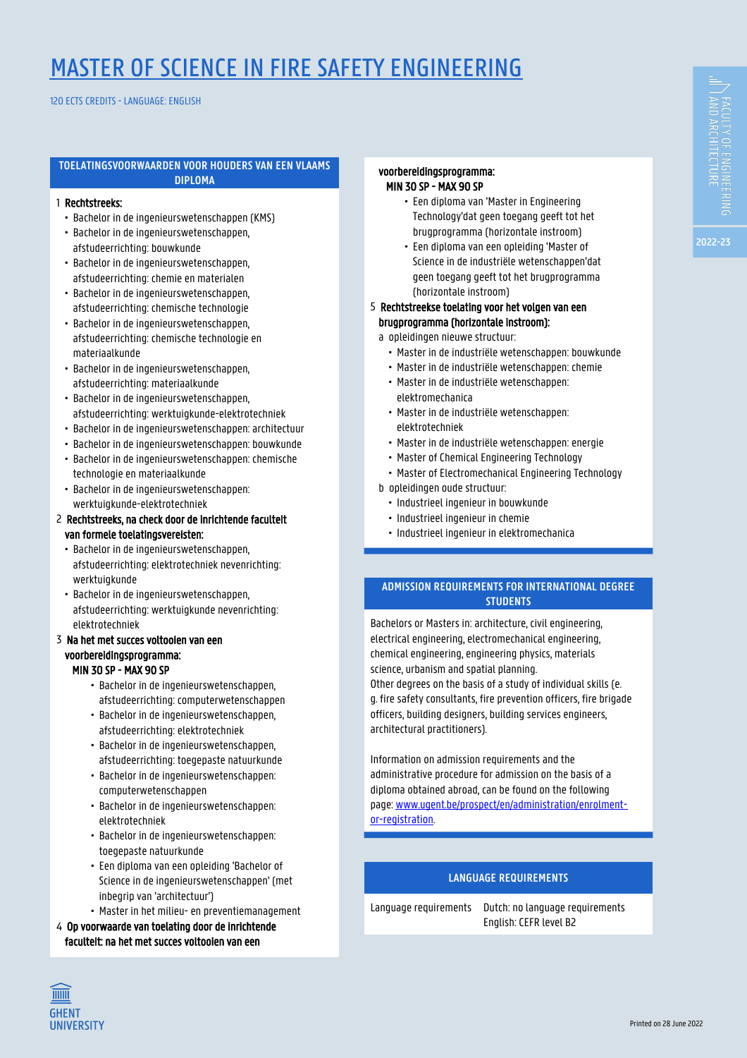# MASTER OF SCIENCE IN FIRE SAFETY ENGINEERING

120 ECTS CREDITS - LANGUAGE: ENGLISH

## TOELATINGSVOORWAARDEN VOOR HOUDERS VAN EEN VLAAMS DIPLOMA

1. **Rechtstreeks:**
   - Bachelor in de ingenieurswetenschappen (KMS)
   - Bachelor in de ingenieurswetenschappen, afstudeerrichting: bouwkunde
   - Bachelor in de ingenieurswetenschappen, afstudeerrichting: chemie en materialen
   - Bachelor in de ingenieurswetenschappen, afstudeerrichting: chemische technologie
   - Bachelor in de ingenieurswetenschappen, afstudeerrichting: chemische technologie en materiaalkunde
   - Bachelor in de ingenieurswetenschappen, afstudeerrichting: materiaalkunde
   - Bachelor in de ingenieurswetenschappen, afstudeerrichting: werktuigkunde-elektrotechniek
   - Bachelor in de ingenieurswetenschappen: architectuur
   - Bachelor in de ingenieurswetenschappen: bouwkunde
   - Bachelor in de ingenieurswetenschappen: chemische technologie en materiaalkunde
   - Bachelor in de ingenieurswetenschappen: werktuigkunde-elektrotechniek
2. **Rechtstreeks, na check door de inrichtende faculteit van formele toelatingsvereisten:**
   - Bachelor in de ingenieurswetenschappen, afstudeerrichting: elektrotechniek nevenrichting: werktuigkunde
   - Bachelor in de ingenieurswetenschappen, afstudeerrichting: werktuigkunde nevenrichting: elektrotechniek
3. **Na het met succes voltooien van een voorbereidingsprogramma:**
   **MIN 30 SP - MAX 90 SP**
   - Bachelor in de ingenieurswetenschappen, afstudeerrichting: computerwetenschappen
   - Bachelor in de ingenieurswetenschappen, afstudeerrichting: elektrotechniek
   - Bachelor in de ingenieurswetenschappen, afstudeerrichting: toegepaste natuurkunde
   - Bachelor in de ingenieurswetenschappen: computerwetenschappen
   - Bachelor in de ingenieurswetenschappen: elektrotechniek
   - Bachelor in de ingenieurswetenschappen: toegepaste natuurkunde
   - Een diploma van een opleiding 'Bachelor of Science in de ingenieurswetenschappen' (met inbegrip van 'architectuur')
   - Master in het milieu- en preventiemanagement
4. **Op voorwaarde van toelating door de inrichtende faculteit: na het met succes voltooien van een voorbereidingsprogramma:**
   **MIN 30 SP - MAX 90 SP**
   - Een diploma van 'Master in Engineering Technology'dat geen toegang geeft tot het brugprogramma (horizontale instroom)
   - Een diploma van een opleiding 'Master of Science in de industriële wetenschappen'dat geen toegang geeft tot het brugprogramma (horizontale instroom)
5. **Rechtstreekse toelating voor het volgen van een brugprogramma (horizontale instroom):**
   a. opleidingen nieuwe structuur:
   - Master in de industriële wetenschappen: bouwkunde
   - Master in de industriële wetenschappen: chemie
   - Master in de industriële wetenschappen: elektromechanica
   - Master in de industriële wetenschappen: elektrotechniek
   - Master in de industriële wetenschappen: energie
   - Master of Chemical Engineering Technology
   - Master of Electromechanical Engineering Technology

   b. opleidingen oude structuur:
   - Industrieel ingenieur in bouwkunde
   - Industrieel ingenieur in chemie
   - Industrieel ingenieur in elektromechanica

## ADMISSION REQUIREMENTS FOR INTERNATIONAL DEGREE STUDENTS

Bachelors or Masters in: architecture, civil engineering, electrical engineering, electromechanical engineering, chemical engineering, engineering physics, materials science, urbanism and spatial planning.
Other degrees on the basis of a study of individual skills (e. g. fire safety consultants, fire prevention officers, fire brigade officers, building designers, building services engineers, architectural practitioners).

Information on admission requirements and the administrative procedure for admission on the basis of a diploma obtained abroad, can be found on the following page: www.ugent.be/prospect/en/administration/enrolment-or-registration.

## LANGUAGE REQUIREMENTS

| Language requirements | Dutch: no language requirements<br>English: CEFR level B2 |
|---|---|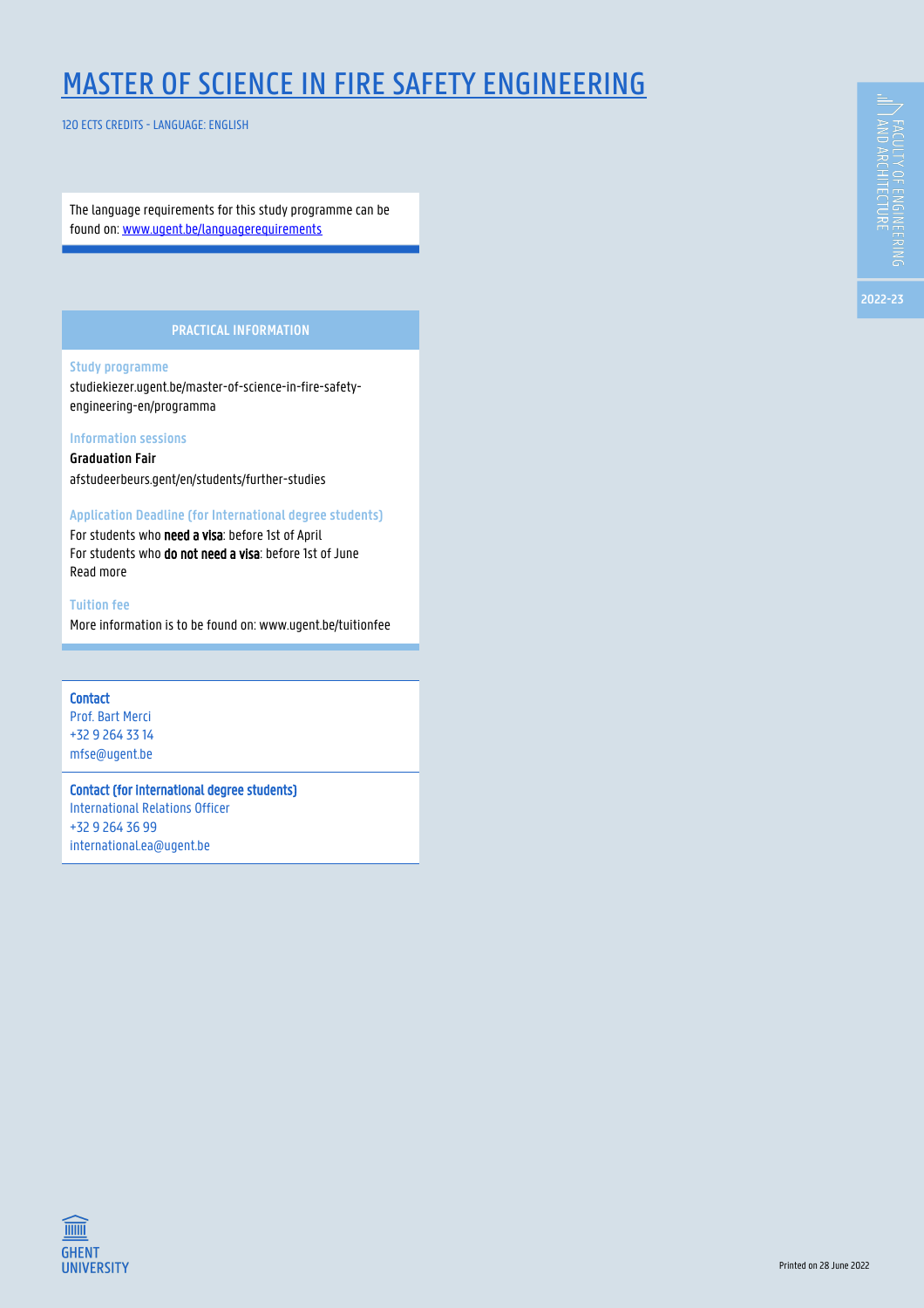# MASTER OF SCIENCE IN FIRE SAFETY ENGINEERING

120 ECTS CREDITS - LANGUAGE: ENGLISH

The language requirements for this study programme can be found on: www.ugent.be/languagerequirements

## PRACTICAL INFORMATION

**Study programme**

studiekiezer.ugent.be/master-of-science-in-fire-safety-engineering-en/programma

**Information sessions**

**Graduation Fair**

afstudeerbeurs.gent/en/students/further-studies

**Application Deadline (for International degree students)**

For students who **need a visa**: before 1st of April
For students who **do not need a visa**: before 1st of June
Read more

**Tuition fee**

More information is to be found on: www.ugent.be/tuitionfee

**Contact**

Prof. Bart Merci
+32 9 264 33 14
mfse@ugent.be

**Contact (for International degree students)**

International Relations Officer
+32 9 264 36 99
international.ea@ugent.be